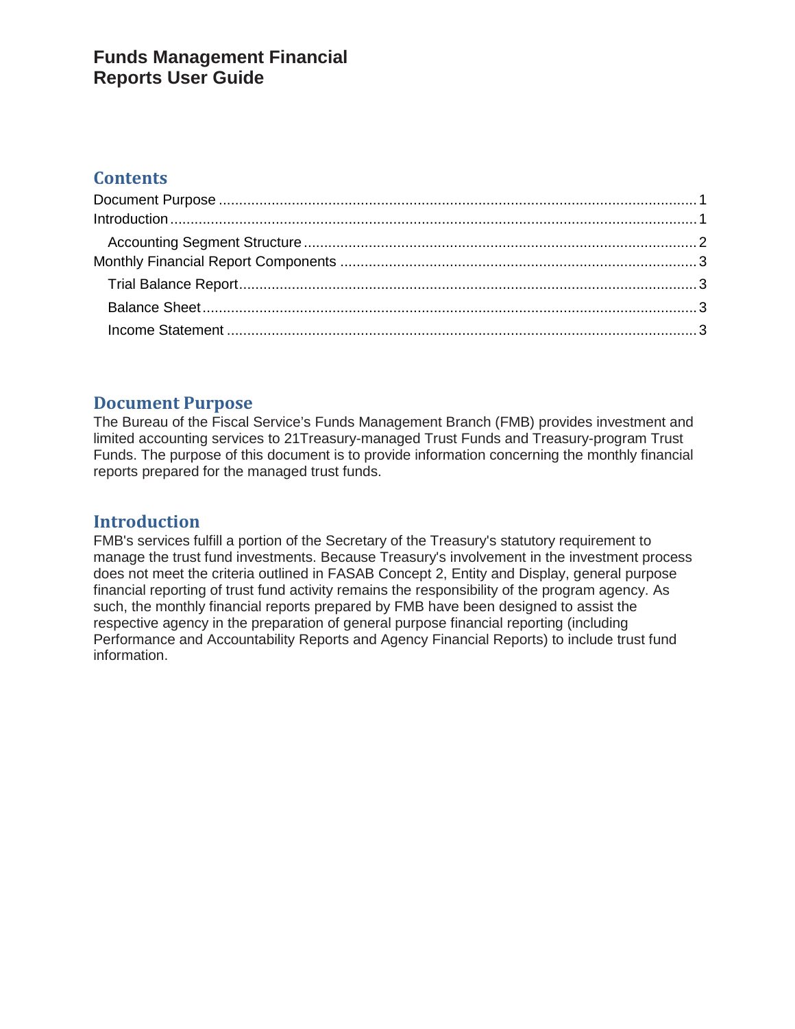# Funds Management Financial Reports User Guide

## Contents

- Document Purpose ........ 1
- Introduction ........ 1
  - Accounting Segment Structure ........ 2
- Monthly Financial Report Components ........ 3
  - Trial Balance Report ........ 3
  - Balance Sheet ........ 3
  - Income Statement ........ 3

## Document Purpose

The Bureau of the Fiscal Service's Funds Management Branch (FMB) provides investment and limited accounting services to 21Treasury-managed Trust Funds and Treasury-program Trust Funds. The purpose of this document is to provide information concerning the monthly financial reports prepared for the managed trust funds.

## Introduction

FMB's services fulfill a portion of the Secretary of the Treasury's statutory requirement to manage the trust fund investments. Because Treasury's involvement in the investment process does not meet the criteria outlined in FASAB Concept 2, Entity and Display, general purpose financial reporting of trust fund activity remains the responsibility of the program agency. As such, the monthly financial reports prepared by FMB have been designed to assist the respective agency in the preparation of general purpose financial reporting (including Performance and Accountability Reports and Agency Financial Reports) to include trust fund information.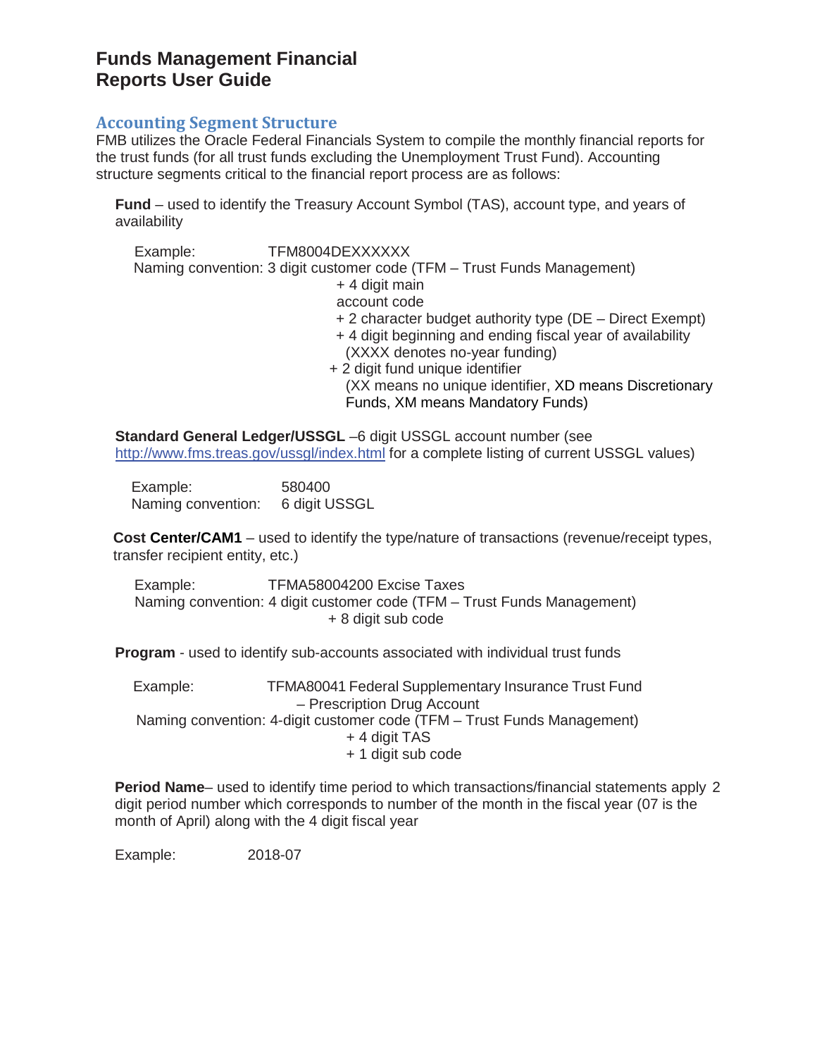# Funds Management Financial Reports User Guide

## Accounting Segment Structure

FMB utilizes the Oracle Federal Financials System to compile the monthly financial reports for the trust funds (for all trust funds excluding the Unemployment Trust Fund). Accounting structure segments critical to the financial report process are as follows:

**Fund** – used to identify the Treasury Account Symbol (TAS), account type, and years of availability

Example: TFM8004DEXXXXXX

Naming convention: 3 digit customer code (TFM – Trust Funds Management)
+ 4 digit main account code
+ 2 character budget authority type (DE – Direct Exempt)
+ 4 digit beginning and ending fiscal year of availability (XXXX denotes no-year funding)
+ 2 digit fund unique identifier (XX means no unique identifier, XD means Discretionary Funds, XM means Mandatory Funds)

**Standard General Ledger/USSGL** –6 digit USSGL account number (see http://www.fms.treas.gov/ussgl/index.html for a complete listing of current USSGL values)

Example: 580400

Naming convention: 6 digit USSGL

**Cost Center/CAM1** – used to identify the type/nature of transactions (revenue/receipt types, transfer recipient entity, etc.)

Example: TFMA58004200 Excise Taxes

Naming convention: 4 digit customer code (TFM – Trust Funds Management)
+ 8 digit sub code

**Program** - used to identify sub-accounts associated with individual trust funds

Example: TFMA80041 Federal Supplementary Insurance Trust Fund – Prescription Drug Account

Naming convention: 4-digit customer code (TFM – Trust Funds Management)
+ 4 digit TAS
+ 1 digit sub code

**Period Name**– used to identify time period to which transactions/financial statements apply 2 digit period number which corresponds to number of the month in the fiscal year (07 is the month of April) along with the 4 digit fiscal year

Example: 2018-07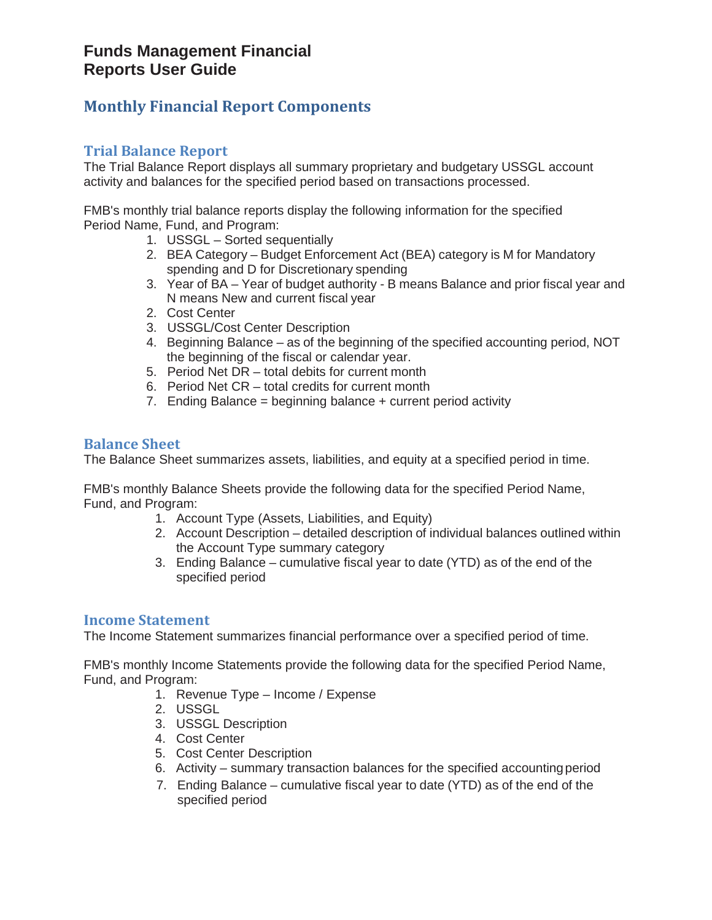# Funds Management Financial Reports User Guide

## Monthly Financial Report Components

### Trial Balance Report

The Trial Balance Report displays all summary proprietary and budgetary USSGL account activity and balances for the specified period based on transactions processed.

FMB's monthly trial balance reports display the following information for the specified Period Name, Fund, and Program:

1. USSGL – Sorted sequentially
2. BEA Category – Budget Enforcement Act (BEA) category is M for Mandatory spending and D for Discretionary spending
3. Year of BA – Year of budget authority - B means Balance and prior fiscal year and N means New and current fiscal year
2. Cost Center
3. USSGL/Cost Center Description
4. Beginning Balance – as of the beginning of the specified accounting period, NOT the beginning of the fiscal or calendar year.
5. Period Net DR – total debits for current month
6. Period Net CR – total credits for current month
7. Ending Balance = beginning balance + current period activity

### Balance Sheet

The Balance Sheet summarizes assets, liabilities, and equity at a specified period in time.

FMB's monthly Balance Sheets provide the following data for the specified Period Name, Fund, and Program:

1. Account Type (Assets, Liabilities, and Equity)
2. Account Description – detailed description of individual balances outlined within the Account Type summary category
3. Ending Balance – cumulative fiscal year to date (YTD) as of the end of the specified period

### Income Statement

The Income Statement summarizes financial performance over a specified period of time.

FMB's monthly Income Statements provide the following data for the specified Period Name, Fund, and Program:

1. Revenue Type – Income / Expense
2. USSGL
3. USSGL Description
4. Cost Center
5. Cost Center Description
6. Activity – summary transaction balances for the specified accounting period
7. Ending Balance – cumulative fiscal year to date (YTD) as of the end of the specified period